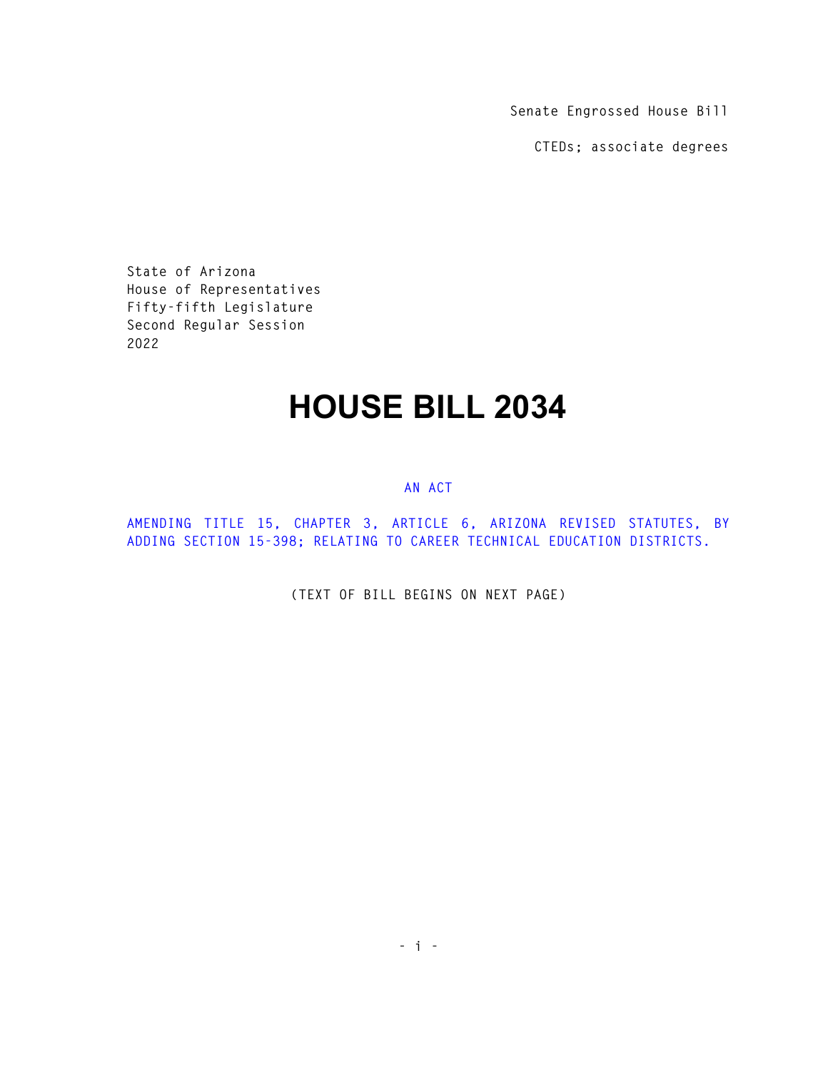Senate Engrossed House Bill

CTEDs; associate degrees

State of Arizona
House of Representatives
Fifty-fifth Legislature
Second Regular Session
2022

# HOUSE BILL 2034

AN ACT

AMENDING TITLE 15, CHAPTER 3, ARTICLE 6, ARIZONA REVISED STATUTES, BY ADDING SECTION 15-398; RELATING TO CAREER TECHNICAL EDUCATION DISTRICTS.

(TEXT OF BILL BEGINS ON NEXT PAGE)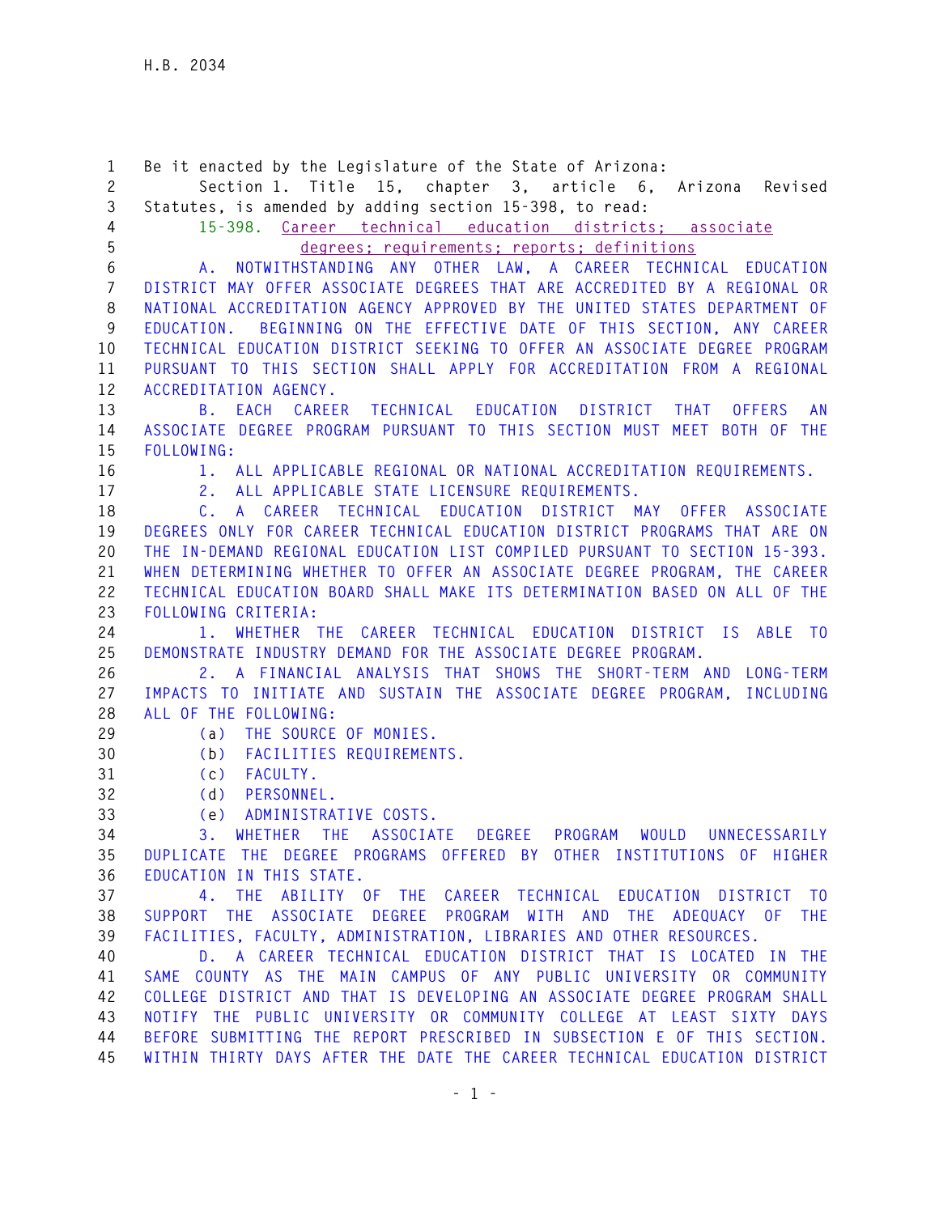Be it enacted by the Legislature of the State of Arizona:

Section 1. Title 15, chapter 3, article 6, Arizona Revised Statutes, is amended by adding section 15-398, to read:

15-398. Career technical education districts; associate degrees; requirements; reports; definitions

A. NOTWITHSTANDING ANY OTHER LAW, A CAREER TECHNICAL EDUCATION DISTRICT MAY OFFER ASSOCIATE DEGREES THAT ARE ACCREDITED BY A REGIONAL OR NATIONAL ACCREDITATION AGENCY APPROVED BY THE UNITED STATES DEPARTMENT OF EDUCATION. BEGINNING ON THE EFFECTIVE DATE OF THIS SECTION, ANY CAREER TECHNICAL EDUCATION DISTRICT SEEKING TO OFFER AN ASSOCIATE DEGREE PROGRAM PURSUANT TO THIS SECTION SHALL APPLY FOR ACCREDITATION FROM A REGIONAL ACCREDITATION AGENCY.

B. EACH CAREER TECHNICAL EDUCATION DISTRICT THAT OFFERS AN ASSOCIATE DEGREE PROGRAM PURSUANT TO THIS SECTION MUST MEET BOTH OF THE FOLLOWING:

1. ALL APPLICABLE REGIONAL OR NATIONAL ACCREDITATION REQUIREMENTS.

2. ALL APPLICABLE STATE LICENSURE REQUIREMENTS.

C. A CAREER TECHNICAL EDUCATION DISTRICT MAY OFFER ASSOCIATE DEGREES ONLY FOR CAREER TECHNICAL EDUCATION DISTRICT PROGRAMS THAT ARE ON THE IN-DEMAND REGIONAL EDUCATION LIST COMPILED PURSUANT TO SECTION 15-393. WHEN DETERMINING WHETHER TO OFFER AN ASSOCIATE DEGREE PROGRAM, THE CAREER TECHNICAL EDUCATION BOARD SHALL MAKE ITS DETERMINATION BASED ON ALL OF THE FOLLOWING CRITERIA:

1. WHETHER THE CAREER TECHNICAL EDUCATION DISTRICT IS ABLE TO DEMONSTRATE INDUSTRY DEMAND FOR THE ASSOCIATE DEGREE PROGRAM.

2. A FINANCIAL ANALYSIS THAT SHOWS THE SHORT-TERM AND LONG-TERM IMPACTS TO INITIATE AND SUSTAIN THE ASSOCIATE DEGREE PROGRAM, INCLUDING ALL OF THE FOLLOWING:

(a) THE SOURCE OF MONIES.

(b) FACILITIES REQUIREMENTS.

(c) FACULTY.

(d) PERSONNEL.

(e) ADMINISTRATIVE COSTS.

3. WHETHER THE ASSOCIATE DEGREE PROGRAM WOULD UNNECESSARILY DUPLICATE THE DEGREE PROGRAMS OFFERED BY OTHER INSTITUTIONS OF HIGHER EDUCATION IN THIS STATE.

4. THE ABILITY OF THE CAREER TECHNICAL EDUCATION DISTRICT TO SUPPORT THE ASSOCIATE DEGREE PROGRAM WITH AND THE ADEQUACY OF THE FACILITIES, FACULTY, ADMINISTRATION, LIBRARIES AND OTHER RESOURCES.

D. A CAREER TECHNICAL EDUCATION DISTRICT THAT IS LOCATED IN THE SAME COUNTY AS THE MAIN CAMPUS OF ANY PUBLIC UNIVERSITY OR COMMUNITY COLLEGE DISTRICT AND THAT IS DEVELOPING AN ASSOCIATE DEGREE PROGRAM SHALL NOTIFY THE PUBLIC UNIVERSITY OR COMMUNITY COLLEGE AT LEAST SIXTY DAYS BEFORE SUBMITTING THE REPORT PRESCRIBED IN SUBSECTION E OF THIS SECTION. WITHIN THIRTY DAYS AFTER THE DATE THE CAREER TECHNICAL EDUCATION DISTRICT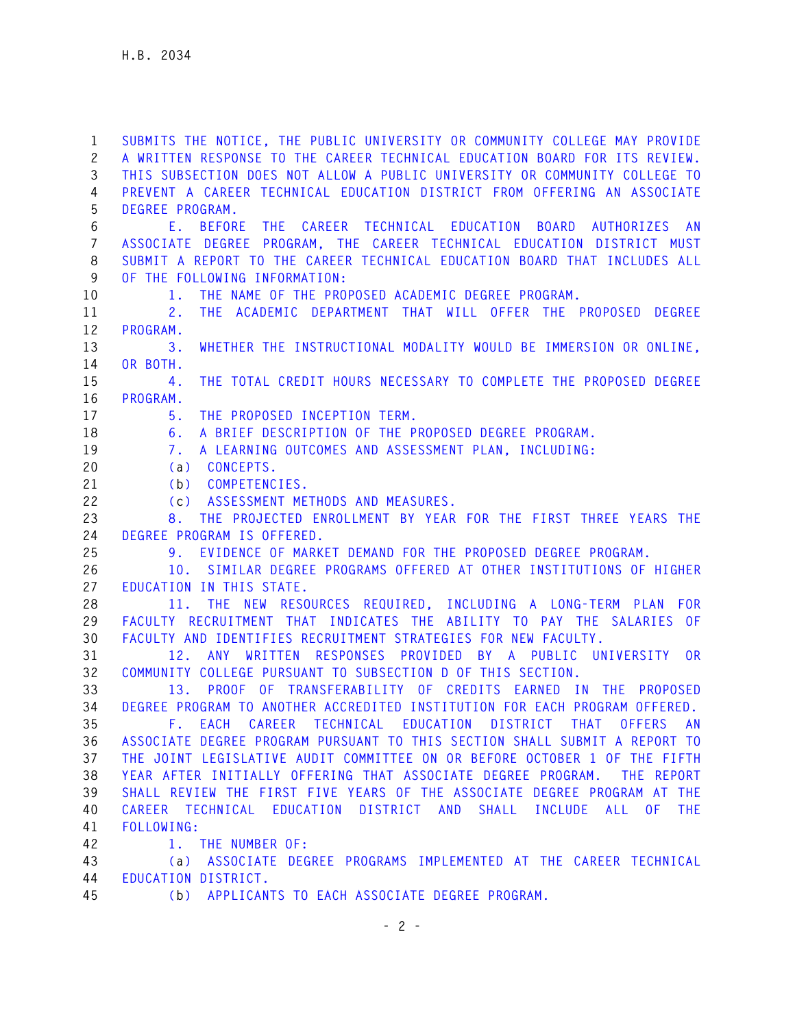SUBMITS THE NOTICE, THE PUBLIC UNIVERSITY OR COMMUNITY COLLEGE MAY PROVIDE A WRITTEN RESPONSE TO THE CAREER TECHNICAL EDUCATION BOARD FOR ITS REVIEW. THIS SUBSECTION DOES NOT ALLOW A PUBLIC UNIVERSITY OR COMMUNITY COLLEGE TO PREVENT A CAREER TECHNICAL EDUCATION DISTRICT FROM OFFERING AN ASSOCIATE DEGREE PROGRAM.

E. BEFORE THE CAREER TECHNICAL EDUCATION BOARD AUTHORIZES AN ASSOCIATE DEGREE PROGRAM, THE CAREER TECHNICAL EDUCATION DISTRICT MUST SUBMIT A REPORT TO THE CAREER TECHNICAL EDUCATION BOARD THAT INCLUDES ALL OF THE FOLLOWING INFORMATION:

1. THE NAME OF THE PROPOSED ACADEMIC DEGREE PROGRAM.

2. THE ACADEMIC DEPARTMENT THAT WILL OFFER THE PROPOSED DEGREE PROGRAM.

3. WHETHER THE INSTRUCTIONAL MODALITY WOULD BE IMMERSION OR ONLINE, OR BOTH.

4. THE TOTAL CREDIT HOURS NECESSARY TO COMPLETE THE PROPOSED DEGREE PROGRAM.

5. THE PROPOSED INCEPTION TERM.

6. A BRIEF DESCRIPTION OF THE PROPOSED DEGREE PROGRAM.

7. A LEARNING OUTCOMES AND ASSESSMENT PLAN, INCLUDING:

(a) CONCEPTS.

(b) COMPETENCIES.

(c) ASSESSMENT METHODS AND MEASURES.

8. THE PROJECTED ENROLLMENT BY YEAR FOR THE FIRST THREE YEARS THE DEGREE PROGRAM IS OFFERED.

9. EVIDENCE OF MARKET DEMAND FOR THE PROPOSED DEGREE PROGRAM.

10. SIMILAR DEGREE PROGRAMS OFFERED AT OTHER INSTITUTIONS OF HIGHER EDUCATION IN THIS STATE.

11. THE NEW RESOURCES REQUIRED, INCLUDING A LONG-TERM PLAN FOR FACULTY RECRUITMENT THAT INDICATES THE ABILITY TO PAY THE SALARIES OF FACULTY AND IDENTIFIES RECRUITMENT STRATEGIES FOR NEW FACULTY.

12. ANY WRITTEN RESPONSES PROVIDED BY A PUBLIC UNIVERSITY OR COMMUNITY COLLEGE PURSUANT TO SUBSECTION D OF THIS SECTION.

13. PROOF OF TRANSFERABILITY OF CREDITS EARNED IN THE PROPOSED DEGREE PROGRAM TO ANOTHER ACCREDITED INSTITUTION FOR EACH PROGRAM OFFERED.

F. EACH CAREER TECHNICAL EDUCATION DISTRICT THAT OFFERS AN ASSOCIATE DEGREE PROGRAM PURSUANT TO THIS SECTION SHALL SUBMIT A REPORT TO THE JOINT LEGISLATIVE AUDIT COMMITTEE ON OR BEFORE OCTOBER 1 OF THE FIFTH YEAR AFTER INITIALLY OFFERING THAT ASSOCIATE DEGREE PROGRAM. THE REPORT SHALL REVIEW THE FIRST FIVE YEARS OF THE ASSOCIATE DEGREE PROGRAM AT THE CAREER TECHNICAL EDUCATION DISTRICT AND SHALL INCLUDE ALL OF THE FOLLOWING:

1. THE NUMBER OF:

(a) ASSOCIATE DEGREE PROGRAMS IMPLEMENTED AT THE CAREER TECHNICAL EDUCATION DISTRICT.

(b) APPLICANTS TO EACH ASSOCIATE DEGREE PROGRAM.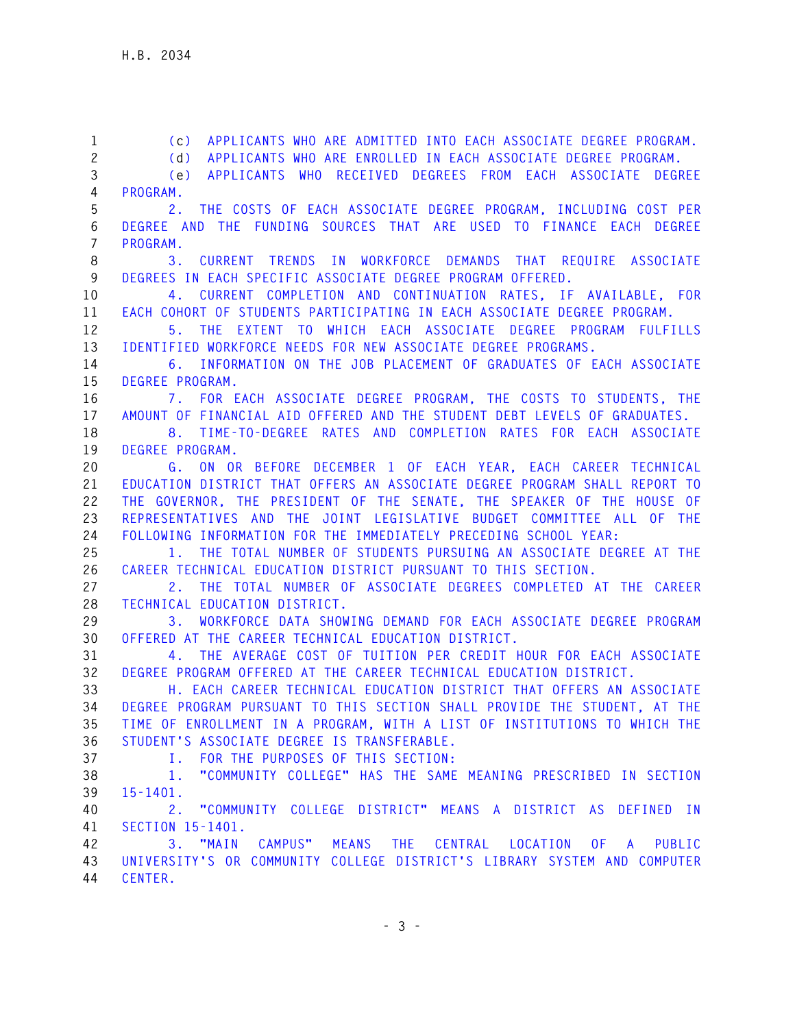(c) APPLICANTS WHO ARE ADMITTED INTO EACH ASSOCIATE DEGREE PROGRAM.

(d) APPLICANTS WHO ARE ENROLLED IN EACH ASSOCIATE DEGREE PROGRAM.

(e) APPLICANTS WHO RECEIVED DEGREES FROM EACH ASSOCIATE DEGREE PROGRAM.

2. THE COSTS OF EACH ASSOCIATE DEGREE PROGRAM, INCLUDING COST PER DEGREE AND THE FUNDING SOURCES THAT ARE USED TO FINANCE EACH DEGREE PROGRAM.

3. CURRENT TRENDS IN WORKFORCE DEMANDS THAT REQUIRE ASSOCIATE DEGREES IN EACH SPECIFIC ASSOCIATE DEGREE PROGRAM OFFERED.

4. CURRENT COMPLETION AND CONTINUATION RATES, IF AVAILABLE, FOR EACH COHORT OF STUDENTS PARTICIPATING IN EACH ASSOCIATE DEGREE PROGRAM.

5. THE EXTENT TO WHICH EACH ASSOCIATE DEGREE PROGRAM FULFILLS IDENTIFIED WORKFORCE NEEDS FOR NEW ASSOCIATE DEGREE PROGRAMS.

6. INFORMATION ON THE JOB PLACEMENT OF GRADUATES OF EACH ASSOCIATE DEGREE PROGRAM.

7. FOR EACH ASSOCIATE DEGREE PROGRAM, THE COSTS TO STUDENTS, THE AMOUNT OF FINANCIAL AID OFFERED AND THE STUDENT DEBT LEVELS OF GRADUATES.

8. TIME-TO-DEGREE RATES AND COMPLETION RATES FOR EACH ASSOCIATE DEGREE PROGRAM.

G. ON OR BEFORE DECEMBER 1 OF EACH YEAR, EACH CAREER TECHNICAL EDUCATION DISTRICT THAT OFFERS AN ASSOCIATE DEGREE PROGRAM SHALL REPORT TO THE GOVERNOR, THE PRESIDENT OF THE SENATE, THE SPEAKER OF THE HOUSE OF REPRESENTATIVES AND THE JOINT LEGISLATIVE BUDGET COMMITTEE ALL OF THE FOLLOWING INFORMATION FOR THE IMMEDIATELY PRECEDING SCHOOL YEAR:

1. THE TOTAL NUMBER OF STUDENTS PURSUING AN ASSOCIATE DEGREE AT THE CAREER TECHNICAL EDUCATION DISTRICT PURSUANT TO THIS SECTION.

2. THE TOTAL NUMBER OF ASSOCIATE DEGREES COMPLETED AT THE CAREER TECHNICAL EDUCATION DISTRICT.

3. WORKFORCE DATA SHOWING DEMAND FOR EACH ASSOCIATE DEGREE PROGRAM OFFERED AT THE CAREER TECHNICAL EDUCATION DISTRICT.

4. THE AVERAGE COST OF TUITION PER CREDIT HOUR FOR EACH ASSOCIATE DEGREE PROGRAM OFFERED AT THE CAREER TECHNICAL EDUCATION DISTRICT.

H. EACH CAREER TECHNICAL EDUCATION DISTRICT THAT OFFERS AN ASSOCIATE DEGREE PROGRAM PURSUANT TO THIS SECTION SHALL PROVIDE THE STUDENT, AT THE TIME OF ENROLLMENT IN A PROGRAM, WITH A LIST OF INSTITUTIONS TO WHICH THE STUDENT'S ASSOCIATE DEGREE IS TRANSFERABLE.

I. FOR THE PURPOSES OF THIS SECTION:

1. "COMMUNITY COLLEGE" HAS THE SAME MEANING PRESCRIBED IN SECTION 15-1401.

2. "COMMUNITY COLLEGE DISTRICT" MEANS A DISTRICT AS DEFINED IN SECTION 15-1401.

3. "MAIN CAMPUS" MEANS THE CENTRAL LOCATION OF A PUBLIC UNIVERSITY'S OR COMMUNITY COLLEGE DISTRICT'S LIBRARY SYSTEM AND COMPUTER CENTER.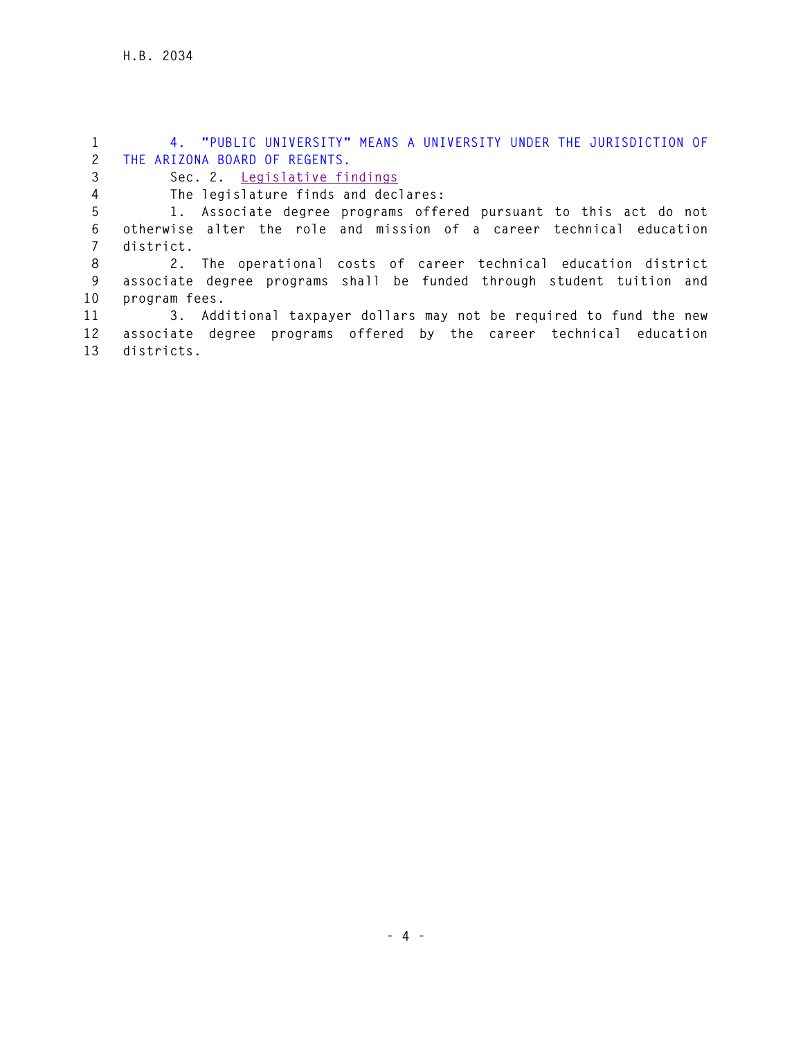4. "PUBLIC UNIVERSITY" MEANS A UNIVERSITY UNDER THE JURISDICTION OF THE ARIZONA BOARD OF REGENTS.

Sec. 2. Legislative findings

The legislature finds and declares:

1. Associate degree programs offered pursuant to this act do not otherwise alter the role and mission of a career technical education district.

2. The operational costs of career technical education district associate degree programs shall be funded through student tuition and program fees.

3. Additional taxpayer dollars may not be required to fund the new associate degree programs offered by the career technical education districts.